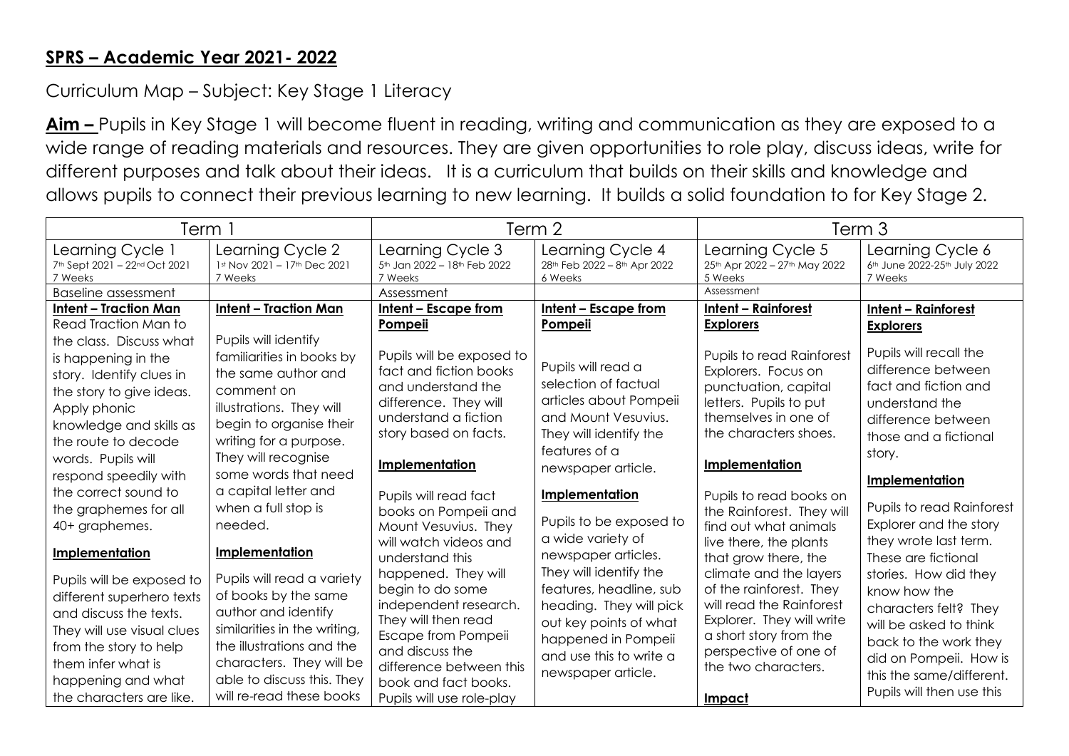## SPRS – Academic Year 2021- 2022

Curriculum Map – Subject: Key Stage 1 Literacy

**Aim –** Pupils in Key Stage 1 will become fluent in reading, writing and communication as they are exposed to a wide range of reading materials and resources. They are given opportunities to role play, discuss ideas, write for different purposes and talk about their ideas. It is a curriculum that builds on their skills and knowledge and allows pupils to connect their previous learning to new learning. It builds a solid foundation to for Key Stage 2.

| Term 1 | | Term 2 | | Term 3 | |
|---|---|---|---|---|---|
| Learning Cycle 1<br>7th Sept 2021 – 22nd Oct 2021<br>7 Weeks | Learning Cycle 2<br>1st Nov 2021 – 17th Dec 2021<br>7 Weeks | Learning Cycle 3<br>5th Jan 2022 – 18th Feb 2022<br>7 Weeks | Learning Cycle 4<br>28th Feb 2022 – 8th Apr 2022<br>6 Weeks | Learning Cycle 5<br>25th Apr 2022 – 27th May 2022<br>5 Weeks | Learning Cycle 6<br>6th June 2022-25th July 2022<br>7 Weeks |
| Baseline assessment | | Assessment | | Assessment | |
| **Intent – Traction Man**<br>Read Traction Man to the class. Discuss what is happening in the story. Identify clues in the story to give ideas. Apply phonic knowledge and skills as the route to decode words. Pupils will respond speedily with the correct sound to the graphemes for all 40+ graphemes.<br><br>**Implementation**<br><br>Pupils will be exposed to different superhero texts and discuss the texts. They will use visual clues from the story to help them infer what is happening and what the characters are like. | **Intent – Traction Man**<br><br>Pupils will identify familiarities in books by the same author and comment on illustrations. They will begin to organise their writing for a purpose. They will recognise some words that need a capital letter and when a full stop is needed.<br><br>**Implementation**<br><br>Pupils will read a variety of books by the same author and identify similarities in the writing, the illustrations and the characters. They will be able to discuss this. They will re-read these books | **Intent – Escape from Pompeii**<br><br>Pupils will be exposed to fact and fiction books and understand the difference. They will understand a fiction story based on facts.<br><br>**Implementation**<br><br>Pupils will read fact books on Pompeii and Mount Vesuvius. They will watch videos and understand this happened. They will begin to do some independent research. They will then read Escape from Pompeii and discuss the difference between this book and fact books. Pupils will use role-play | **Intent – Escape from Pompeii**<br><br>Pupils will read a selection of factual articles about Pompeii and Mount Vesuvius. They will identify the features of a newspaper article.<br><br>**Implementation**<br><br>Pupils to be exposed to a wide variety of newspaper articles. They will identify the features, headline, sub heading. They will pick out key points of what happened in Pompeii and use this to write a newspaper article. | **Intent – Rainforest Explorers**<br><br>Pupils to read Rainforest Explorers. Focus on punctuation, capital letters. Pupils to put themselves in one of the characters shoes.<br><br>**Implementation**<br><br>Pupils to read books on the Rainforest. They will find out what animals live there, the plants that grow there, the climate and the layers of the rainforest. They will read the Rainforest Explorer. They will write a short story from the perspective of one of the two characters.<br><br>**Impact** | **Intent – Rainforest Explorers**<br><br>Pupils will recall the difference between fact and fiction and understand the difference between those and a fictional story.<br><br>**Implementation**<br><br>Pupils to read Rainforest Explorer and the story they wrote last term. These are fictional stories. How did they know how the characters felt? They will be asked to think back to the work they did on Pompeii. How is this the same/different. Pupils will then use this |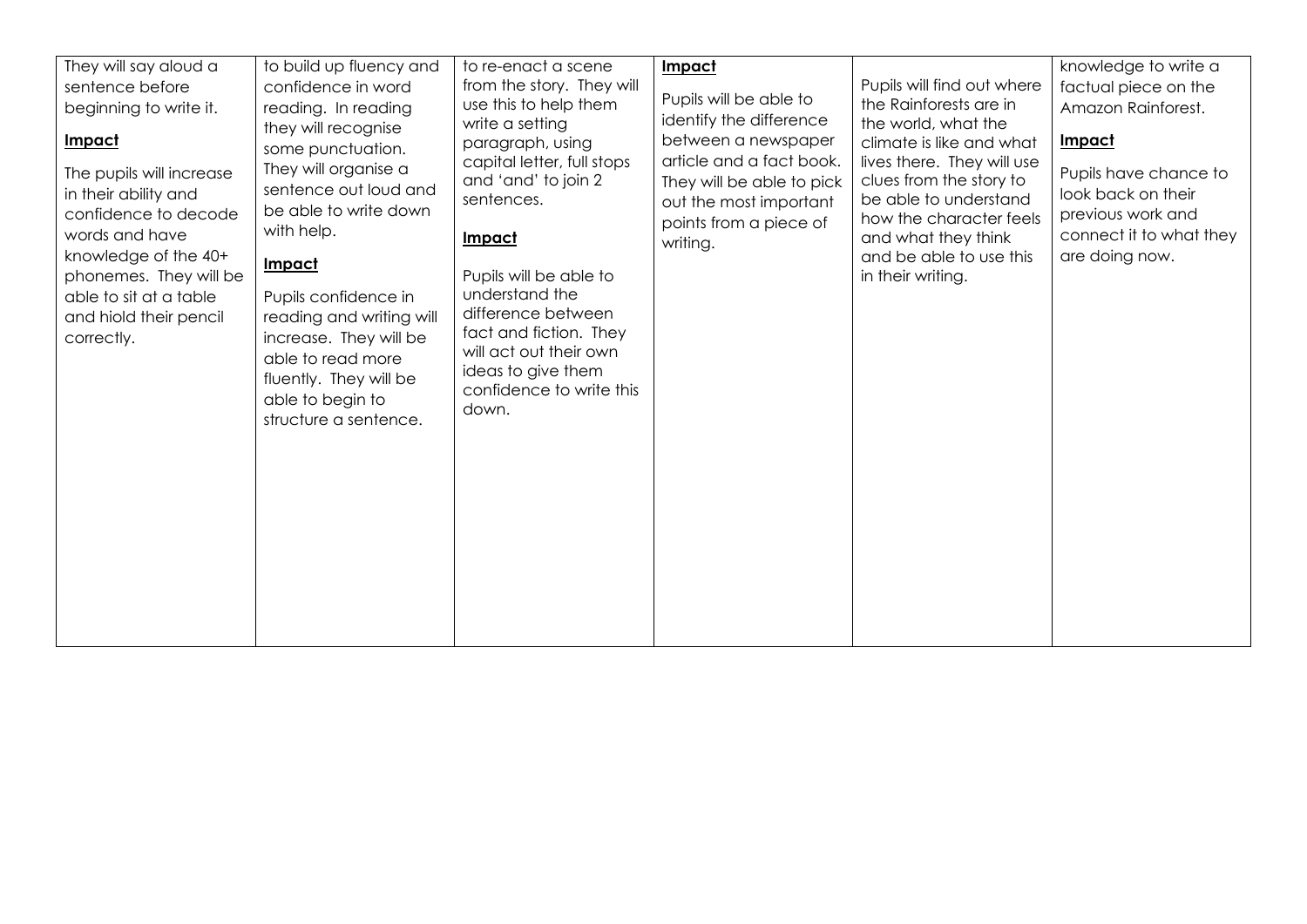| | | | | | |
|---|---|---|---|---|---|
| They will say aloud a sentence before beginning to write it.<br><br>**Impact**<br><br>The pupils will increase in their ability and confidence to decode words and have knowledge of the 40+ phonemes. They will be able to sit at a table and hiold their pencil correctly. | to build up fluency and confidence in word reading. In reading they will recognise some punctuation. They will organise a sentence out loud and be able to write down with help.<br><br>**Impact**<br><br>Pupils confidence in reading and writing will increase. They will be able to read more fluently. They will be able to begin to structure a sentence. | to re-enact a scene from the story. They will use this to help them write a setting paragraph, using capital letter, full stops and 'and' to join 2 sentences.<br><br>**Impact**<br><br>Pupils will be able to understand the difference between fact and fiction. They will act out their own ideas to give them confidence to write this down. | **Impact**<br><br>Pupils will be able to identify the difference between a newspaper article and a fact book. They will be able to pick out the most important points from a piece of writing. | Pupils will find out where the Rainforests are in the world, what the climate is like and what lives there. They will use clues from the story to be able to understand how the character feels and what they think and be able to use this in their writing. | knowledge to write a factual piece on the Amazon Rainforest.<br><br>**Impact**<br><br>Pupils have chance to look back on their previous work and connect it to what they are doing now. |